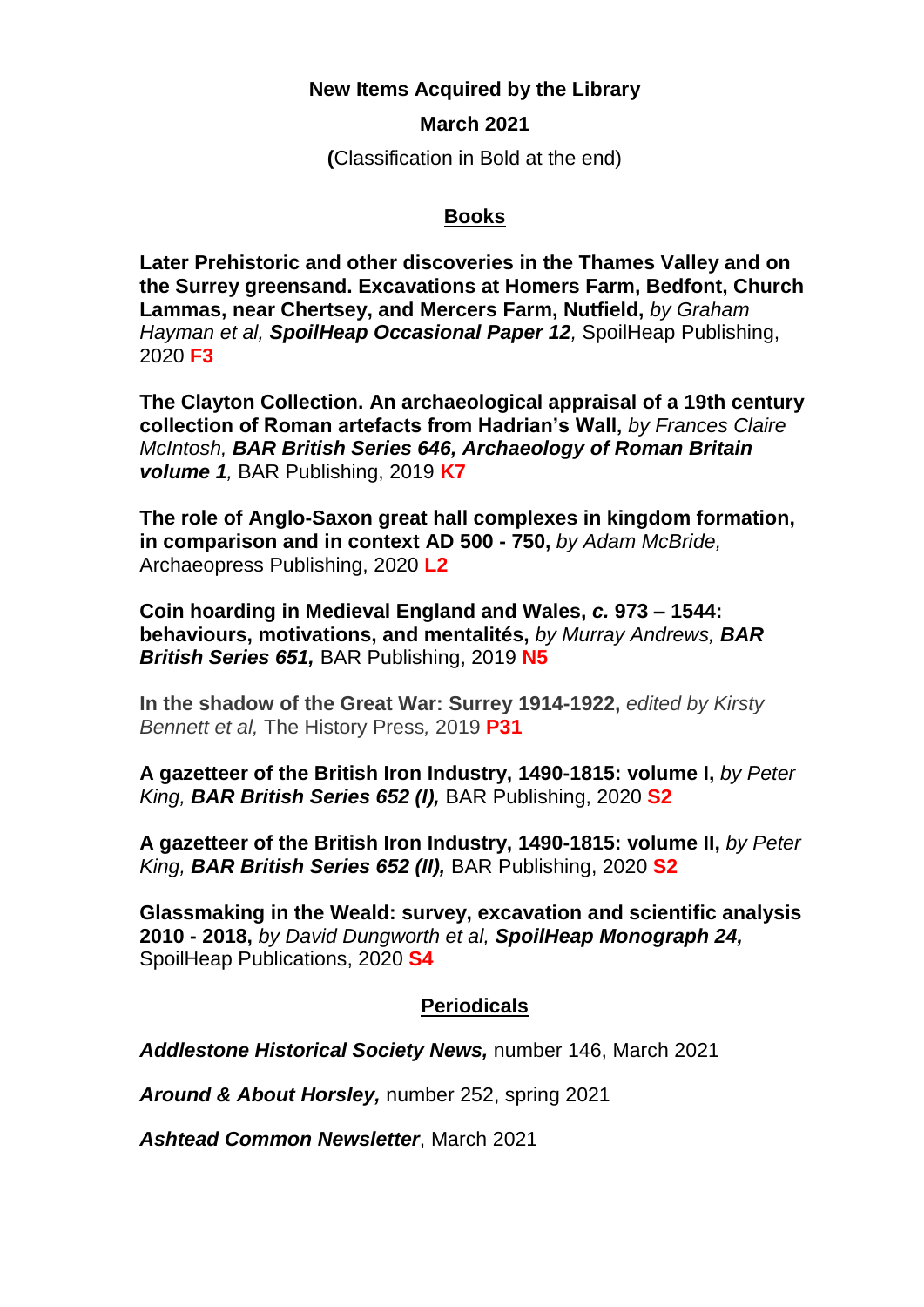**New Items Acquired by the Library**

**March 2021**

**(**Classification in Bold at the end)

## Books

**Later Prehistoric and other discoveries in the Thames Valley and on the Surrey greensand. Excavations at Homers Farm, Bedfont, Church Lammas, near Chertsey, and Mercers Farm, Nutfield,** *by Graham Hayman et al,* ***SpoilHeap Occasional Paper 12****,* SpoilHeap Publishing, 2020 **F3**

**The Clayton Collection. An archaeological appraisal of a 19th century collection of Roman artefacts from Hadrian's Wall,** *by Frances Claire McIntosh,* ***BAR British Series 646, Archaeology of Roman Britain volume 1****,* BAR Publishing, 2019 **K7**

**The role of Anglo-Saxon great hall complexes in kingdom formation, in comparison and in context AD 500 - 750,** *by Adam McBride,* Archaeopress Publishing, 2020 **L2**

**Coin hoarding in Medieval England and Wales, *c.* 973 – 1544: behaviours, motivations, and mentalités,** *by Murray Andrews,* ***BAR British Series 651,*** BAR Publishing, 2019 **N5**

**In the shadow of the Great War: Surrey 1914-1922,** *edited by Kirsty Bennett et al,* The History Press*,* 2019 **P31**

**A gazetteer of the British Iron Industry, 1490-1815: volume I,** *by Peter King,* ***BAR British Series 652 (I),*** BAR Publishing, 2020 **S2**

**A gazetteer of the British Iron Industry, 1490-1815: volume II,** *by Peter King,* ***BAR British Series 652 (II),*** BAR Publishing, 2020 **S2**

**Glassmaking in the Weald: survey, excavation and scientific analysis 2010 - 2018,** *by David Dungworth et al,* ***SpoilHeap Monograph 24,*** SpoilHeap Publications, 2020 **S4**

## Periodicals

***Addlestone Historical Society News,*** number 146, March 2021

***Around & About Horsley,*** number 252, spring 2021

***Ashtead Common Newsletter***, March 2021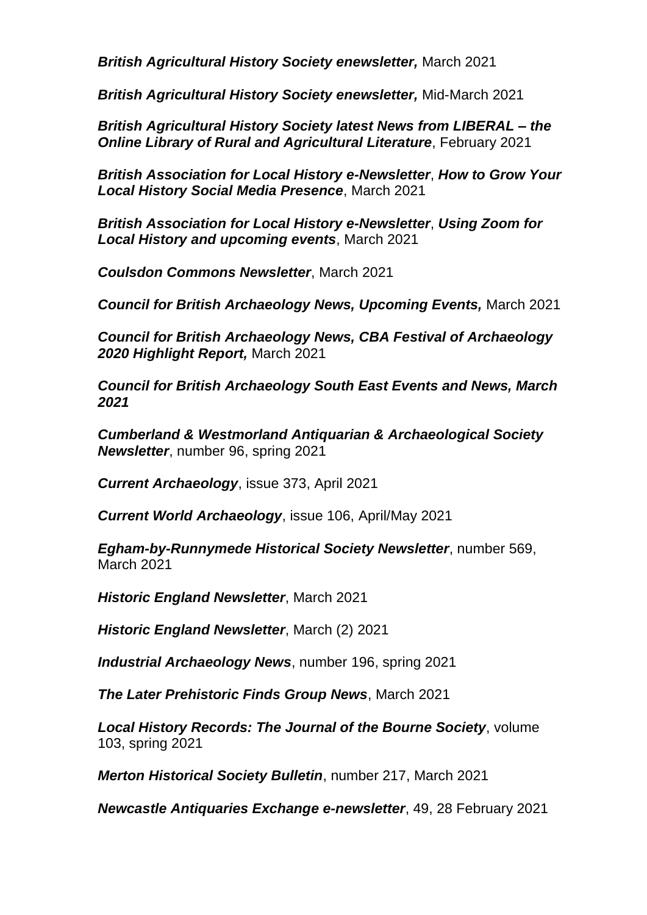***British Agricultural History Society enewsletter,*** March 2021

***British Agricultural History Society enewsletter,*** Mid-March 2021

***British Agricultural History Society latest News from LIBERAL – the Online Library of Rural and Agricultural Literature***, February 2021

***British Association for Local History e-Newsletter***, ***How to Grow Your Local History Social Media Presence***, March 2021

***British Association for Local History e-Newsletter***, ***Using Zoom for Local History and upcoming events***, March 2021

***Coulsdon Commons Newsletter***, March 2021

***Council for British Archaeology News, Upcoming Events,*** March 2021

***Council for British Archaeology News, CBA Festival of Archaeology 2020 Highlight Report,*** March 2021

***Council for British Archaeology South East Events and News, March 2021***

***Cumberland & Westmorland Antiquarian & Archaeological Society Newsletter***, number 96, spring 2021

***Current Archaeology***, issue 373, April 2021

***Current World Archaeology***, issue 106, April/May 2021

***Egham-by-Runnymede Historical Society Newsletter***, number 569, March 2021

***Historic England Newsletter***, March 2021

***Historic England Newsletter***, March (2) 2021

***Industrial Archaeology News***, number 196, spring 2021

***The Later Prehistoric Finds Group News***, March 2021

***Local History Records: The Journal of the Bourne Society***, volume 103, spring 2021

***Merton Historical Society Bulletin***, number 217, March 2021

***Newcastle Antiquaries Exchange e-newsletter***, 49, 28 February 2021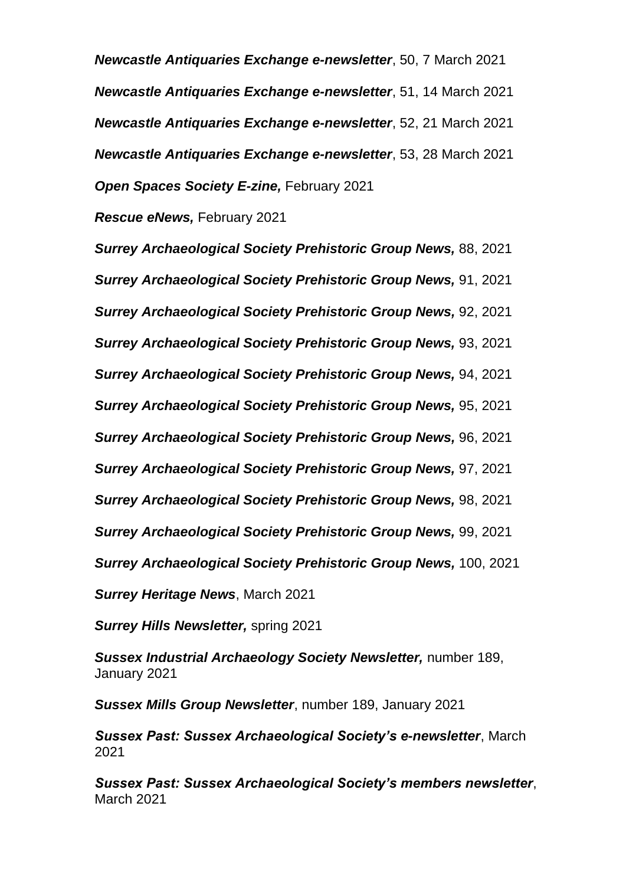***Newcastle Antiquaries Exchange e-newsletter***, 50, 7 March 2021

***Newcastle Antiquaries Exchange e-newsletter***, 51, 14 March 2021

***Newcastle Antiquaries Exchange e-newsletter***, 52, 21 March 2021

***Newcastle Antiquaries Exchange e-newsletter***, 53, 28 March 2021

***Open Spaces Society E-zine,*** February 2021

***Rescue eNews,*** February 2021

***Surrey Archaeological Society Prehistoric Group News,*** 88, 2021

***Surrey Archaeological Society Prehistoric Group News,*** 91, 2021

***Surrey Archaeological Society Prehistoric Group News,*** 92, 2021

***Surrey Archaeological Society Prehistoric Group News,*** 93, 2021

***Surrey Archaeological Society Prehistoric Group News,*** 94, 2021

***Surrey Archaeological Society Prehistoric Group News,*** 95, 2021

***Surrey Archaeological Society Prehistoric Group News,*** 96, 2021

***Surrey Archaeological Society Prehistoric Group News,*** 97, 2021

***Surrey Archaeological Society Prehistoric Group News,*** 98, 2021

***Surrey Archaeological Society Prehistoric Group News,*** 99, 2021

***Surrey Archaeological Society Prehistoric Group News,*** 100, 2021

***Surrey Heritage News***, March 2021

***Surrey Hills Newsletter,*** spring 2021

***Sussex Industrial Archaeology Society Newsletter,*** number 189, January 2021

***Sussex Mills Group Newsletter***, number 189, January 2021

***Sussex Past: Sussex Archaeological Society's e-newsletter***, March 2021

***Sussex Past: Sussex Archaeological Society's members newsletter***, March 2021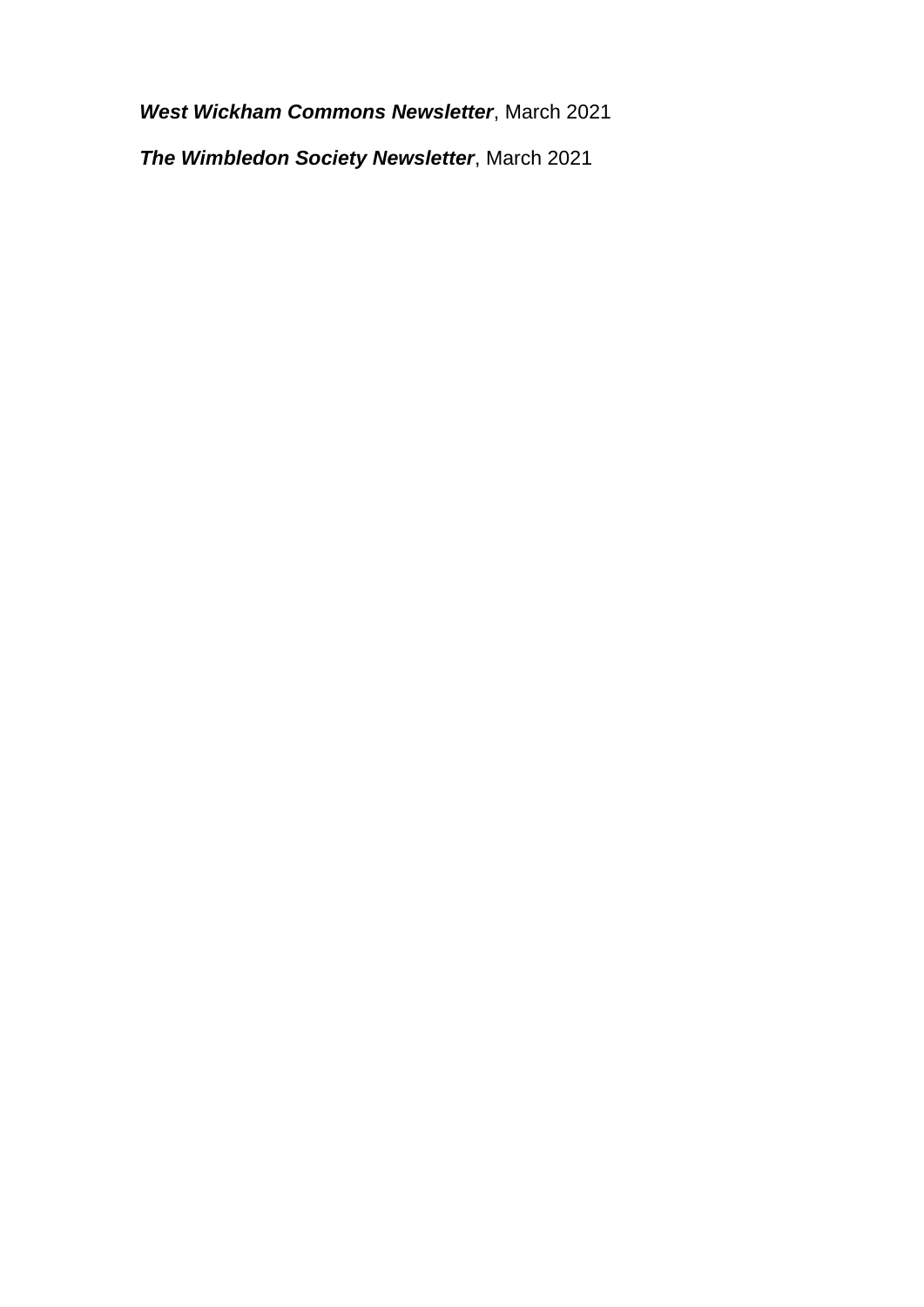***West Wickham Commons Newsletter***, March 2021

***The Wimbledon Society Newsletter***, March 2021